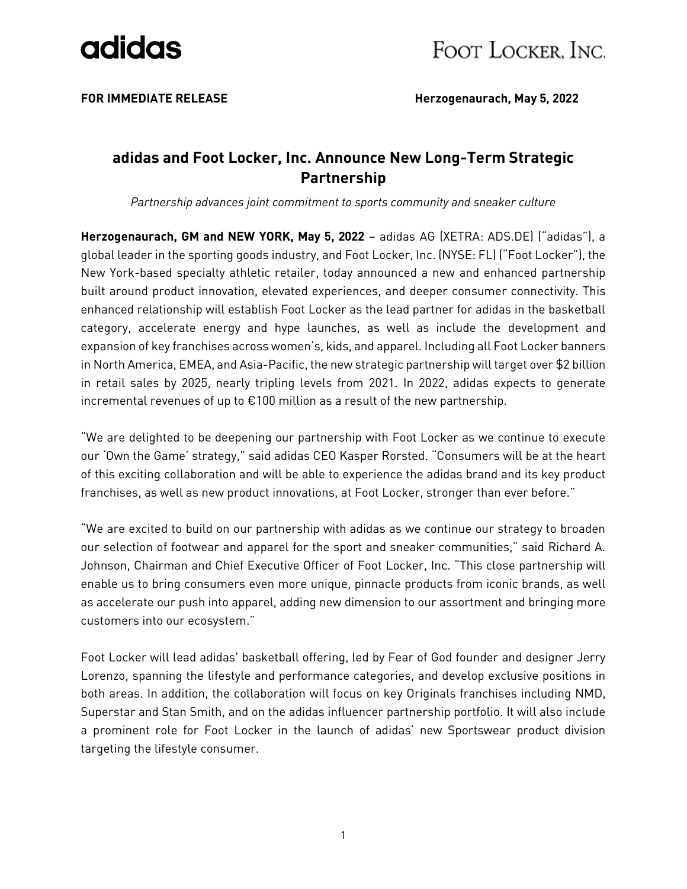adidas

FOOT LOCKER, INC.

**FOR IMMEDIATE RELEASE** **Herzogenaurach, May 5, 2022**

# adidas and Foot Locker, Inc. Announce New Long-Term Strategic Partnership

*Partnership advances joint commitment to sports community and sneaker culture*

**Herzogenaurach, GM and NEW YORK, May 5, 2022** – adidas AG (XETRA: ADS.DE) ("adidas"), a global leader in the sporting goods industry, and Foot Locker, Inc. (NYSE: FL) ("Foot Locker"), the New York-based specialty athletic retailer, today announced a new and enhanced partnership built around product innovation, elevated experiences, and deeper consumer connectivity. This enhanced relationship will establish Foot Locker as the lead partner for adidas in the basketball category, accelerate energy and hype launches, as well as include the development and expansion of key franchises across women's, kids, and apparel. Including all Foot Locker banners in North America, EMEA, and Asia-Pacific, the new strategic partnership will target over $2 billion in retail sales by 2025, nearly tripling levels from 2021. In 2022, adidas expects to generate incremental revenues of up to €100 million as a result of the new partnership.

"We are delighted to be deepening our partnership with Foot Locker as we continue to execute our 'Own the Game' strategy," said adidas CEO Kasper Rorsted. "Consumers will be at the heart of this exciting collaboration and will be able to experience the adidas brand and its key product franchises, as well as new product innovations, at Foot Locker, stronger than ever before."

"We are excited to build on our partnership with adidas as we continue our strategy to broaden our selection of footwear and apparel for the sport and sneaker communities," said Richard A. Johnson, Chairman and Chief Executive Officer of Foot Locker, Inc. "This close partnership will enable us to bring consumers even more unique, pinnacle products from iconic brands, as well as accelerate our push into apparel, adding new dimension to our assortment and bringing more customers into our ecosystem."

Foot Locker will lead adidas' basketball offering, led by Fear of God founder and designer Jerry Lorenzo, spanning the lifestyle and performance categories, and develop exclusive positions in both areas. In addition, the collaboration will focus on key Originals franchises including NMD, Superstar and Stan Smith, and on the adidas influencer partnership portfolio. It will also include a prominent role for Foot Locker in the launch of adidas' new Sportswear product division targeting the lifestyle consumer.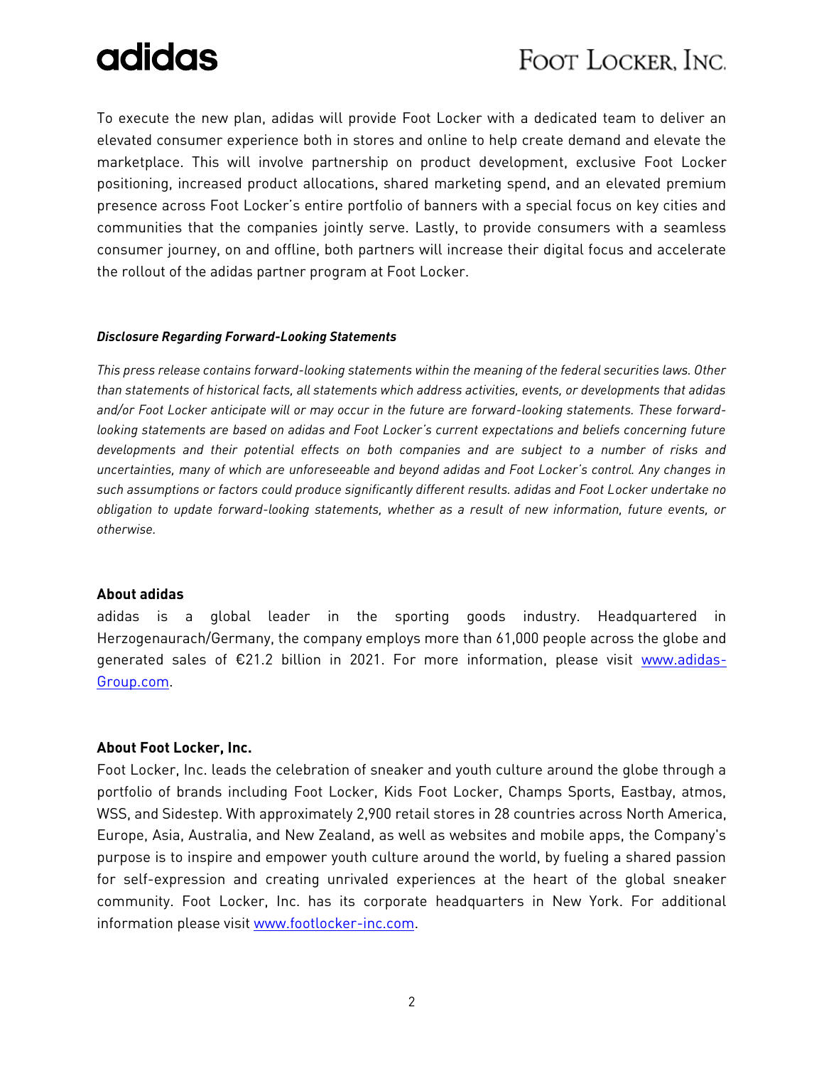To execute the new plan, adidas will provide Foot Locker with a dedicated team to deliver an elevated consumer experience both in stores and online to help create demand and elevate the marketplace. This will involve partnership on product development, exclusive Foot Locker positioning, increased product allocations, shared marketing spend, and an elevated premium presence across Foot Locker's entire portfolio of banners with a special focus on key cities and communities that the companies jointly serve. Lastly, to provide consumers with a seamless consumer journey, on and offline, both partners will increase their digital focus and accelerate the rollout of the adidas partner program at Foot Locker.

***Disclosure Regarding Forward-Looking Statements***

*This press release contains forward-looking statements within the meaning of the federal securities laws. Other than statements of historical facts, all statements which address activities, events, or developments that adidas and/or Foot Locker anticipate will or may occur in the future are forward-looking statements. These forward-looking statements are based on adidas and Foot Locker's current expectations and beliefs concerning future developments and their potential effects on both companies and are subject to a number of risks and uncertainties, many of which are unforeseeable and beyond adidas and Foot Locker's control. Any changes in such assumptions or factors could produce significantly different results. adidas and Foot Locker undertake no obligation to update forward-looking statements, whether as a result of new information, future events, or otherwise.*

**About adidas**

adidas is a global leader in the sporting goods industry. Headquartered in Herzogenaurach/Germany, the company employs more than 61,000 people across the globe and generated sales of €21.2 billion in 2021. For more information, please visit [www.adidas-Group.com](www.adidas-Group.com).

**About Foot Locker, Inc.**

Foot Locker, Inc. leads the celebration of sneaker and youth culture around the globe through a portfolio of brands including Foot Locker, Kids Foot Locker, Champs Sports, Eastbay, atmos, WSS, and Sidestep. With approximately 2,900 retail stores in 28 countries across North America, Europe, Asia, Australia, and New Zealand, as well as websites and mobile apps, the Company's purpose is to inspire and empower youth culture around the world, by fueling a shared passion for self-expression and creating unrivaled experiences at the heart of the global sneaker community. Foot Locker, Inc. has its corporate headquarters in New York. For additional information please visit [www.footlocker-inc.com](www.footlocker-inc.com).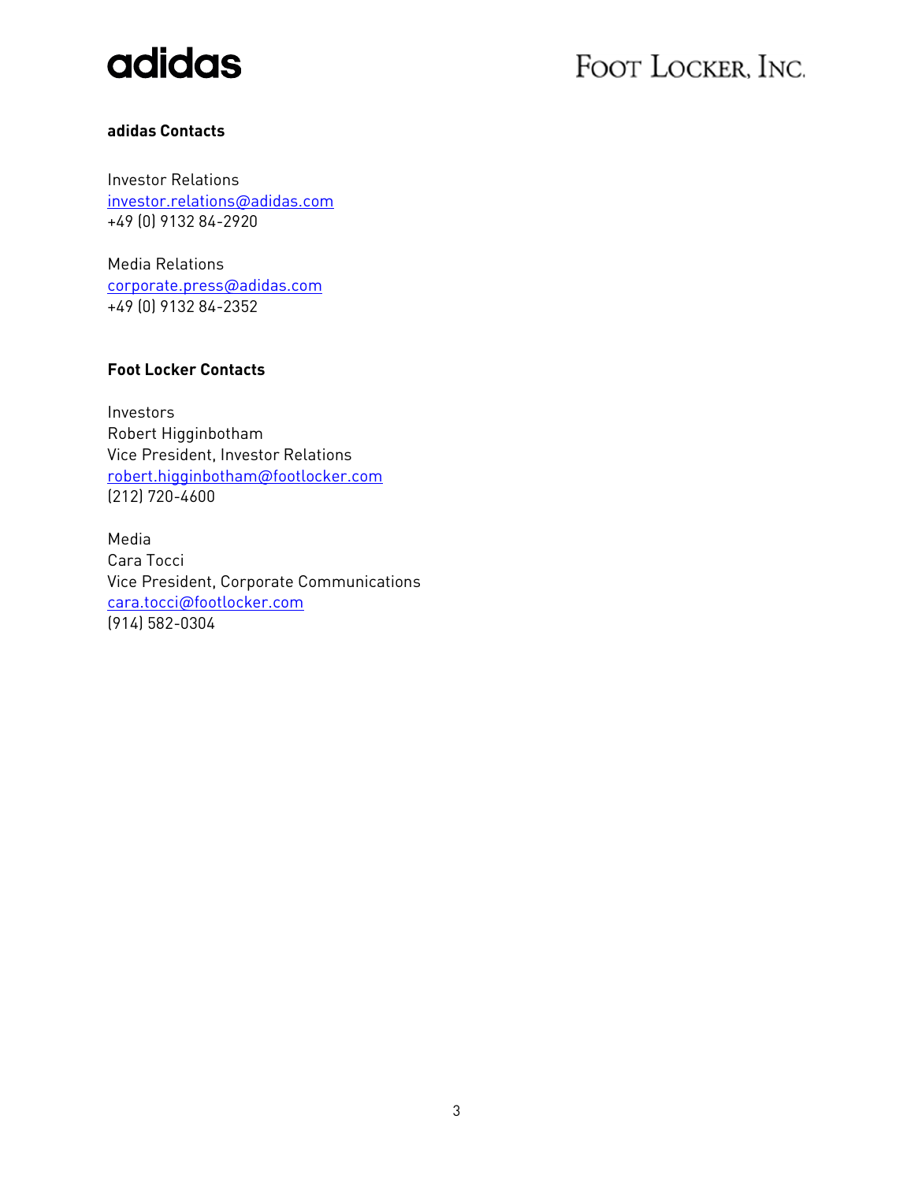**adidas Contacts**

Investor Relations
investor.relations@adidas.com
+49 (0) 9132 84-2920

Media Relations
corporate.press@adidas.com
+49 (0) 9132 84-2352

**Foot Locker Contacts**

Investors
Robert Higginbotham
Vice President, Investor Relations
robert.higginbotham@footlocker.com
(212) 720-4600

Media
Cara Tocci
Vice President, Corporate Communications
cara.tocci@footlocker.com
(914) 582-0304